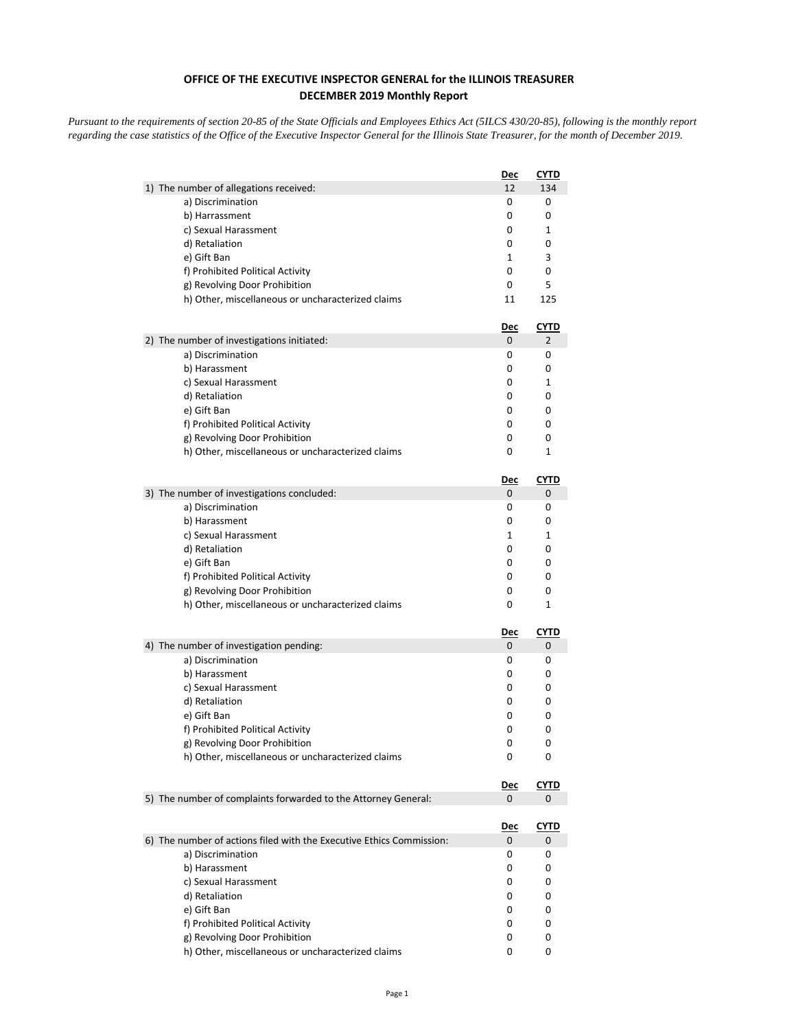**OFFICE OF THE EXECUTIVE INSPECTOR GENERAL for the ILLINOIS TREASURER**
**DECEMBER 2019 Monthly Report**

*Pursuant to the requirements of section 20-85 of the State Officials and Employees Ethics Act (5ILCS 430/20-85), following is the monthly report regarding the case statistics of the Office of the Executive Inspector General for the Illinois State Treasurer, for the month of December 2019.*

| | Dec | CYTD |
|---|---|---|
| 1) The number of allegations received: | 12 | 134 |
| a) Discrimination | 0 | 0 |
| b) Harrassment | 0 | 0 |
| c) Sexual Harassment | 0 | 1 |
| d) Retaliation | 0 | 0 |
| e) Gift Ban | 1 | 3 |
| f) Prohibited Political Activity | 0 | 0 |
| g) Revolving Door Prohibition | 0 | 5 |
| h) Other, miscellaneous or uncharacterized claims | 11 | 125 |

| | Dec | CYTD |
|---|---|---|
| 2) The number of investigations initiated: | 0 | 2 |
| a) Discrimination | 0 | 0 |
| b) Harassment | 0 | 0 |
| c) Sexual Harassment | 0 | 1 |
| d) Retaliation | 0 | 0 |
| e) Gift Ban | 0 | 0 |
| f) Prohibited Political Activity | 0 | 0 |
| g) Revolving Door Prohibition | 0 | 0 |
| h) Other, miscellaneous or uncharacterized claims | 0 | 1 |

| | Dec | CYTD |
|---|---|---|
| 3) The number of investigations concluded: | 0 | 0 |
| a) Discrimination | 0 | 0 |
| b) Harassment | 0 | 0 |
| c) Sexual Harassment | 1 | 1 |
| d) Retaliation | 0 | 0 |
| e) Gift Ban | 0 | 0 |
| f) Prohibited Political Activity | 0 | 0 |
| g) Revolving Door Prohibition | 0 | 0 |
| h) Other, miscellaneous or uncharacterized claims | 0 | 1 |

| | Dec | CYTD |
|---|---|---|
| 4) The number of investigation pending: | 0 | 0 |
| a) Discrimination | 0 | 0 |
| b) Harassment | 0 | 0 |
| c) Sexual Harassment | 0 | 0 |
| d) Retaliation | 0 | 0 |
| e) Gift Ban | 0 | 0 |
| f) Prohibited Political Activity | 0 | 0 |
| g) Revolving Door Prohibition | 0 | 0 |
| h) Other, miscellaneous or uncharacterized claims | 0 | 0 |

| | Dec | CYTD |
|---|---|---|
| 5) The number of complaints forwarded to the Attorney General: | 0 | 0 |

| | Dec | CYTD |
|---|---|---|
| 6) The number of actions filed with the Executive Ethics Commission: | 0 | 0 |
| a) Discrimination | 0 | 0 |
| b) Harassment | 0 | 0 |
| c) Sexual Harassment | 0 | 0 |
| d) Retaliation | 0 | 0 |
| e) Gift Ban | 0 | 0 |
| f) Prohibited Political Activity | 0 | 0 |
| g) Revolving Door Prohibition | 0 | 0 |
| h) Other, miscellaneous or uncharacterized claims | 0 | 0 |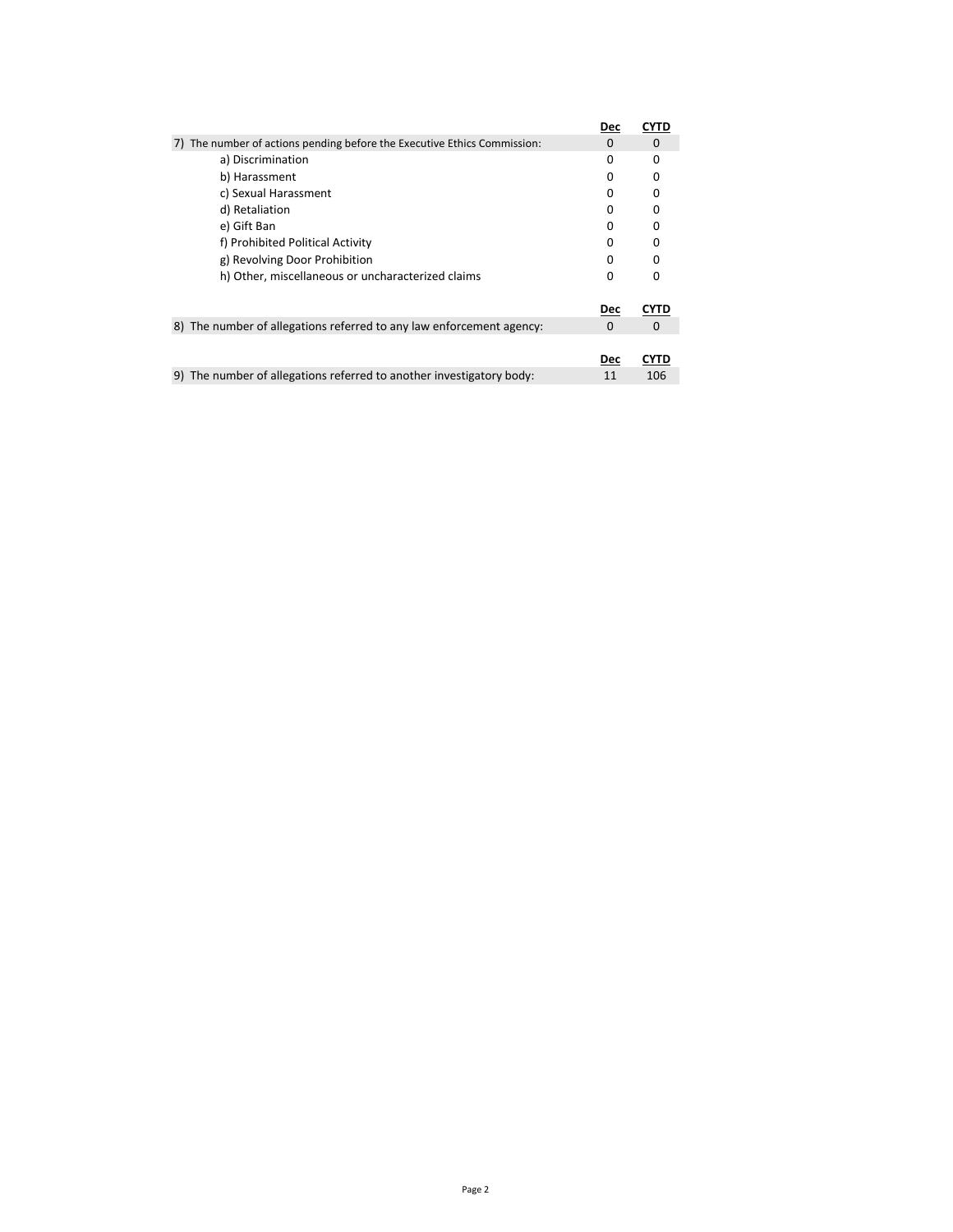| | Dec | CYTD |
|---|---|---|
| 7) The number of actions pending before the Executive Ethics Commission: | 0 | 0 |
| a) Discrimination | 0 | 0 |
| b) Harassment | 0 | 0 |
| c) Sexual Harassment | 0 | 0 |
| d) Retaliation | 0 | 0 |
| e) Gift Ban | 0 | 0 |
| f) Prohibited Political Activity | 0 | 0 |
| g) Revolving Door Prohibition | 0 | 0 |
| h) Other, miscellaneous or uncharacterized claims | 0 | 0 |

| | Dec | CYTD |
|---|---|---|
| 8) The number of allegations referred to any law enforcement agency: | 0 | 0 |

| | Dec | CYTD |
|---|---|---|
| 9) The number of allegations referred to another investigatory body: | 11 | 106 |